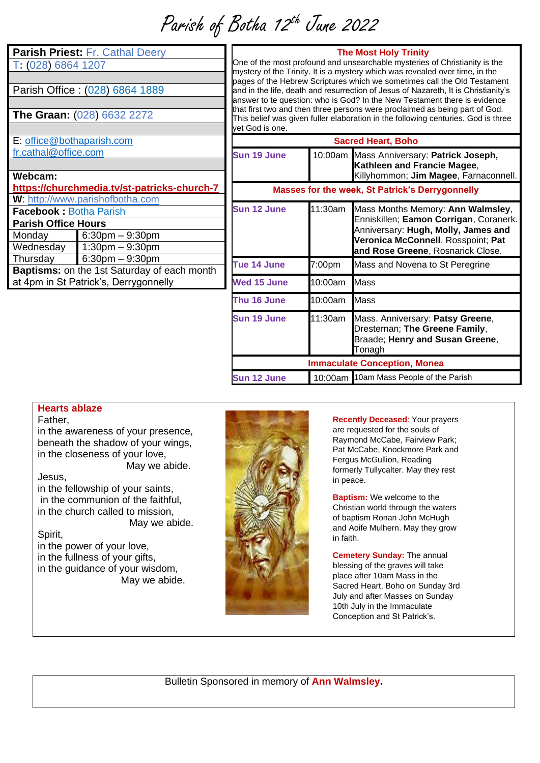# Parish of Botha 12th June 2022

| **Parish Priest:** Fr. Cathal Deery | |
|---|---|
| T: (028) 6864 1207 | |
| Parish Office : (028) 6864 1889 | |
| **The Graan:** (028) 6632 2272 | |
| E: office@bothaparish.com | |
| fr.cathal@office.com | |
| **Webcam:** | |
| https://churchmedia.tv/st-patricks-church-7 | |
| W: http://www.parishofbotha.com | |
| **Facebook :** Botha Parish | |
| **Parish Office Hours** | |
| Monday | 6:30pm – 9:30pm |
| Wednesday | 1:30pm – 9:30pm |
| Thursday | 6:30pm – 9:30pm |
| **Baptisms:** on the 1st Saturday of each month at 4pm in St Patrick's, Derrygonnelly | |

## The Most Holy Trinity

One of the most profound and unsearchable mysteries of Christianity is the mystery of the Trinity. It is a mystery which was revealed over time, in the pages of the Hebrew Scriptures which we sometimes call the Old Testament and in the life, death and resurrection of Jesus of Nazareth, It is Christianity's answer to te question: who is God? In the New Testament there is evidence that first two and then three persons were proclaimed as being part of God. This belief was given fuller elaboration in the following centuries. God is three yet God is one.

| **Sacred Heart, Boho** | | |
|---|---|---|
| Sun 19 June | 10:00am | Mass Anniversary: **Patrick Joseph, Kathleen and Francie Magee**, Killyhommon; **Jim Magee**, Farnaconnell. |
| **Masses for the week, St Patrick's Derrygonnelly** | | |
| Sun 12 June | 11:30am | Mass Months Memory: **Ann Walmsley**, Enniskillen; **Eamon Corrigan**, Coranerk. Anniversary: **Hugh, Molly, James and Veronica McConnell**, Rosspoint; **Pat and Rose Greene**, Rosnarick Close. |
| Tue 14 June | 7:00pm | Mass and Novena to St Peregrine |
| Wed 15 June | 10:00am | Mass |
| Thu 16 June | 10:00am | Mass |
| Sun 19 June | 11:30am | Mass. Anniversary: **Patsy Greene**, Dresternan; **The Greene Family**, Braade; **Henry and Susan Greene**, Tonagh |
| **Immaculate Conception, Monea** | | |
| Sun 12 June | 10:00am | 10am Mass People of the Parish |

### Hearts ablaze

Father,
in the awareness of your presence,
beneath the shadow of your wings,
in the closeness of your love,
May we abide.
Jesus,
in the fellowship of your saints,
in the communion of the faithful,
in the church called to mission,
May we abide.
Spirit,
in the power of your love,
in the fullness of your gifts,
in the guidance of your wisdom,
May we abide.

**Recently Deceased**: Your prayers are requested for the souls of Raymond McCabe, Fairview Park; Pat McCabe, Knockmore Park and Fergus McGullion, Reading formerly Tullycalter. May they rest in peace.

**Baptism:** We welcome to the Christian world through the waters of baptism Ronan John McHugh and Aoife Mulhern. May they grow in faith.

**Cemetery Sunday:** The annual blessing of the graves will take place after 10am Mass in the Sacred Heart, Boho on Sunday 3rd July and after Masses on Sunday 10th July in the Immaculate Conception and St Patrick's.

Bulletin Sponsored in memory of **Ann Walmsley.**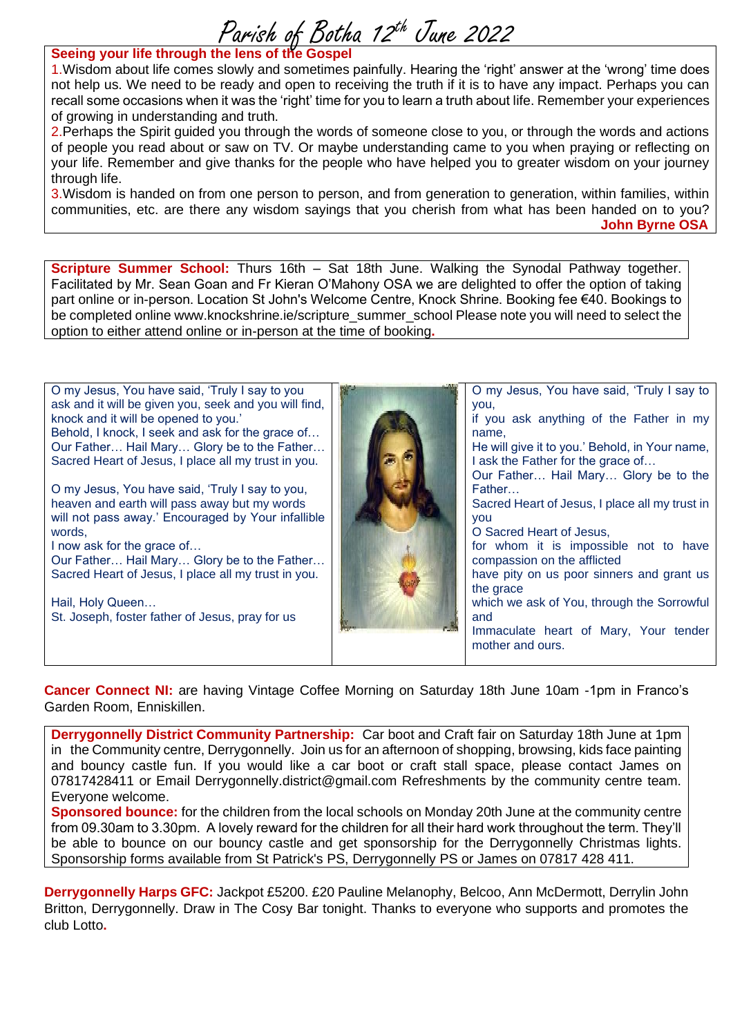# Parish of Botha 12th June 2022

**Seeing your life through the lens of the Gospel**

1.Wisdom about life comes slowly and sometimes painfully. Hearing the 'right' answer at the 'wrong' time does not help us. We need to be ready and open to receiving the truth if it is to have any impact. Perhaps you can recall some occasions when it was the 'right' time for you to learn a truth about life. Remember your experiences of growing in understanding and truth.

2.Perhaps the Spirit guided you through the words of someone close to you, or through the words and actions of people you read about or saw on TV. Or maybe understanding came to you when praying or reflecting on your life. Remember and give thanks for the people who have helped you to greater wisdom on your journey through life.

3.Wisdom is handed on from one person to person, and from generation to generation, within families, within communities, etc. are there any wisdom sayings that you cherish from what has been handed on to you?

**John Byrne OSA**

**Scripture Summer School:** Thurs 16th – Sat 18th June. Walking the Synodal Pathway together. Facilitated by Mr. Sean Goan and Fr Kieran O'Mahony OSA we are delighted to offer the option of taking part online or in-person. Location St John's Welcome Centre, Knock Shrine. Booking fee €40. Bookings to be completed online www.knockshrine.ie/scripture_summer_school Please note you will need to select the option to either attend online or in-person at the time of booking.

O my Jesus, You have said, 'Truly I say to you ask and it will be given you, seek and you will find, knock and it will be opened to you.'
Behold, I knock, I seek and ask for the grace of…
Our Father… Hail Mary… Glory be to the Father…
Sacred Heart of Jesus, I place all my trust in you.

O my Jesus, You have said, 'Truly I say to you, heaven and earth will pass away but my words will not pass away.' Encouraged by Your infallible words,
I now ask for the grace of…
Our Father… Hail Mary… Glory be to the Father…
Sacred Heart of Jesus, I place all my trust in you.

Hail, Holy Queen…
St. Joseph, foster father of Jesus, pray for us

O my Jesus, You have said, 'Truly I say to you,
if you ask anything of the Father in my name,
He will give it to you.' Behold, in Your name, I ask the Father for the grace of…
Our Father… Hail Mary… Glory be to the Father…
Sacred Heart of Jesus, I place all my trust in you
O Sacred Heart of Jesus,
for whom it is impossible not to have compassion on the afflicted
have pity on us poor sinners and grant us the grace
which we ask of You, through the Sorrowful and
Immaculate heart of Mary, Your tender mother and ours.

**Cancer Connect NI:** are having Vintage Coffee Morning on Saturday 18th June 10am -1pm in Franco's Garden Room, Enniskillen.

**Derrygonnelly District Community Partnership:** Car boot and Craft fair on Saturday 18th June at 1pm in the Community centre, Derrygonnelly. Join us for an afternoon of shopping, browsing, kids face painting and bouncy castle fun. If you would like a car boot or craft stall space, please contact James on 07817428411 or Email Derrygonnelly.district@gmail.com Refreshments by the community centre team. Everyone welcome.

**Sponsored bounce:** for the children from the local schools on Monday 20th June at the community centre from 09.30am to 3.30pm. A lovely reward for the children for all their hard work throughout the term. They'll be able to bounce on our bouncy castle and get sponsorship for the Derrygonnelly Christmas lights. Sponsorship forms available from St Patrick's PS, Derrygonnelly PS or James on 07817 428 411.

**Derrygonnelly Harps GFC:** Jackpot £5200. £20 Pauline Melanophy, Belcoo, Ann McDermott, Derrylin John Britton, Derrygonnelly. Draw in The Cosy Bar tonight. Thanks to everyone who supports and promotes the club Lotto.